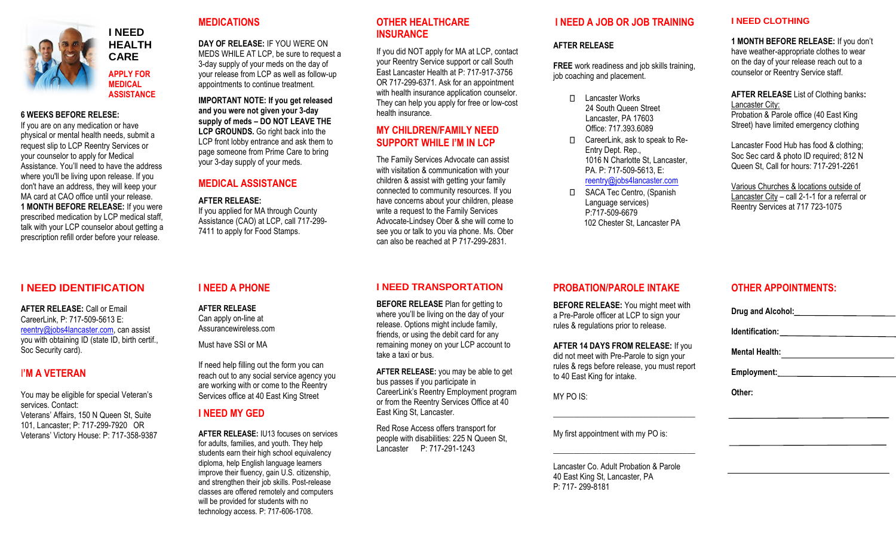## I NEED HEALTH CARE

### APPLY FOR MEDICAL ASSISTANCE

**6 WEEKS BEFORE RELESE:**
If you are on any medication or have physical or mental health needs, submit a request slip to LCP Reentry Services or your counselor to apply for Medical Assistance. You'll need to have the address where you'll be living upon release. If you don't have an address, they will keep your MA card at CAO office until your release.
**1 MONTH BEFORE RELEASE:** If you were prescribed medication by LCP medical staff, talk with your LCP counselor about getting a prescription refill order before your release.

## MEDICATIONS

**DAY OF RELEASE:** IF YOU WERE ON MEDS WHILE AT LCP, be sure to request a 3-day supply of your meds on the day of your release from LCP as well as follow-up appointments to continue treatment.

**IMPORTANT NOTE: If you get released and you were not given your 3-day supply of meds – DO NOT LEAVE THE LCP GROUNDS.** Go right back into the LCP front lobby entrance and ask them to page someone from Prime Care to bring your 3-day supply of your meds.

## MEDICAL ASSISTANCE

**AFTER RELEASE:**
If you applied for MA through County Assistance (CAO) at LCP, call 717-299-7411 to apply for Food Stamps.

## OTHER HEALTHCARE INSURANCE

If you did NOT apply for MA at LCP, contact your Reentry Service support or call South East Lancaster Health at P: 717-917-3756 OR 717-299-6371. Ask for an appointment with health insurance application counselor. They can help you apply for free or low-cost health insurance.

## MY CHILDREN/FAMILY NEED SUPPORT WHILE I'M IN LCP

The Family Services Advocate can assist with visitation & communication with your children & assist with getting your family connected to community resources. If you have concerns about your children, please write a request to the Family Services Advocate-Lindsey Ober & she will come to see you or talk to you via phone. Ms. Ober can also be reached at P 717-299-2831.

## I NEED A JOB OR JOB TRAINING

**AFTER RELEASE**

**FREE** work readiness and job skills training, job coaching and placement.

- Lancaster Works
  24 South Queen Street
  Lancaster, PA 17603
  Office: 717.393.6089
- CareerLink, ask to speak to Re-Entry Dept. Rep.,
  1016 N Charlotte St, Lancaster, PA. P: 717-509-5613, E: reentry@jobs4lancaster.com
- SACA Tec Centro, (Spanish Language services)
  P:717-509-6679
  102 Chester St, Lancaster PA

## I NEED CLOTHING

**1 MONTH BEFORE RELEASE:** If you don't have weather-appropriate clothes to wear on the day of your release reach out to a counselor or Reentry Service staff.

**AFTER RELEASE** List of Clothing banks**:**
Lancaster City:
Probation & Parole office (40 East King Street) have limited emergency clothing

Lancaster Food Hub has food & clothing; Soc Sec card & photo ID required; 812 N Queen St, Call for hours: 717-291-2261

Various Churches & locations outside of Lancaster City – call 2-1-1 for a referral or Reentry Services at 717 723-1075

## I NEED IDENTIFICATION

**AFTER RELEASE:** Call or Email CareerLink, P: 717-509-5613 E: reentry@jobs4lancaster.com, can assist you with obtaining ID (state ID, birth certif., Soc Security card).

## I'M A VETERAN

You may be eligible for special Veteran's services. Contact:
Veterans' Affairs, 150 N Queen St, Suite 101, Lancaster; P: 717-299-7920 OR Veterans' Victory House: P: 717-358-9387

## I NEED A PHONE

**AFTER RELEASE**
Can apply on-line at Assurancewireless.com

Must have SSI or MA

If need help filling out the form you can reach out to any social service agency you are working with or come to the Reentry Services office at 40 East King Street

## I NEED MY GED

**AFTER RELEASE:** IU13 focuses on services for adults, families, and youth. They help students earn their high school equivalency diploma, help English language learners improve their fluency, gain U.S. citizenship, and strengthen their job skills. Post-release classes are offered remotely and computers will be provided for students with no technology access. P: 717-606-1708.

## I NEED TRANSPORTATION

**BEFORE RELEASE** Plan for getting to where you'll be living on the day of your release. Options might include family, friends, or using the debit card for any remaining money on your LCP account to take a taxi or bus.

**AFTER RELEASE:** you may be able to get bus passes if you participate in CareerLink's Reentry Employment program or from the Reentry Services Office at 40 East King St, Lancaster.

Red Rose Access offers transport for people with disabilities: 225 N Queen St, Lancaster P: 717-291-1243

## PROBATION/PAROLE INTAKE

**BEFORE RELEASE:** You might meet with a Pre-Parole officer at LCP to sign your rules & regulations prior to release.

**AFTER 14 DAYS FROM RELEASE:** If you did not meet with Pre-Parole to sign your rules & regs before release, you must report to 40 East King for intake.

MY PO IS:

______________________________

My first appointment with my PO is:

______________________________

Lancaster Co. Adult Probation & Parole
40 East King St, Lancaster, PA
P: 717- 299-8181

## OTHER APPOINTMENTS:

**Drug and Alcohol:** ______________________

**Identification:** ______________________

**Mental Health:** ______________________

**Employment:** ______________________

**Other:**

______________________________

______________________________

______________________________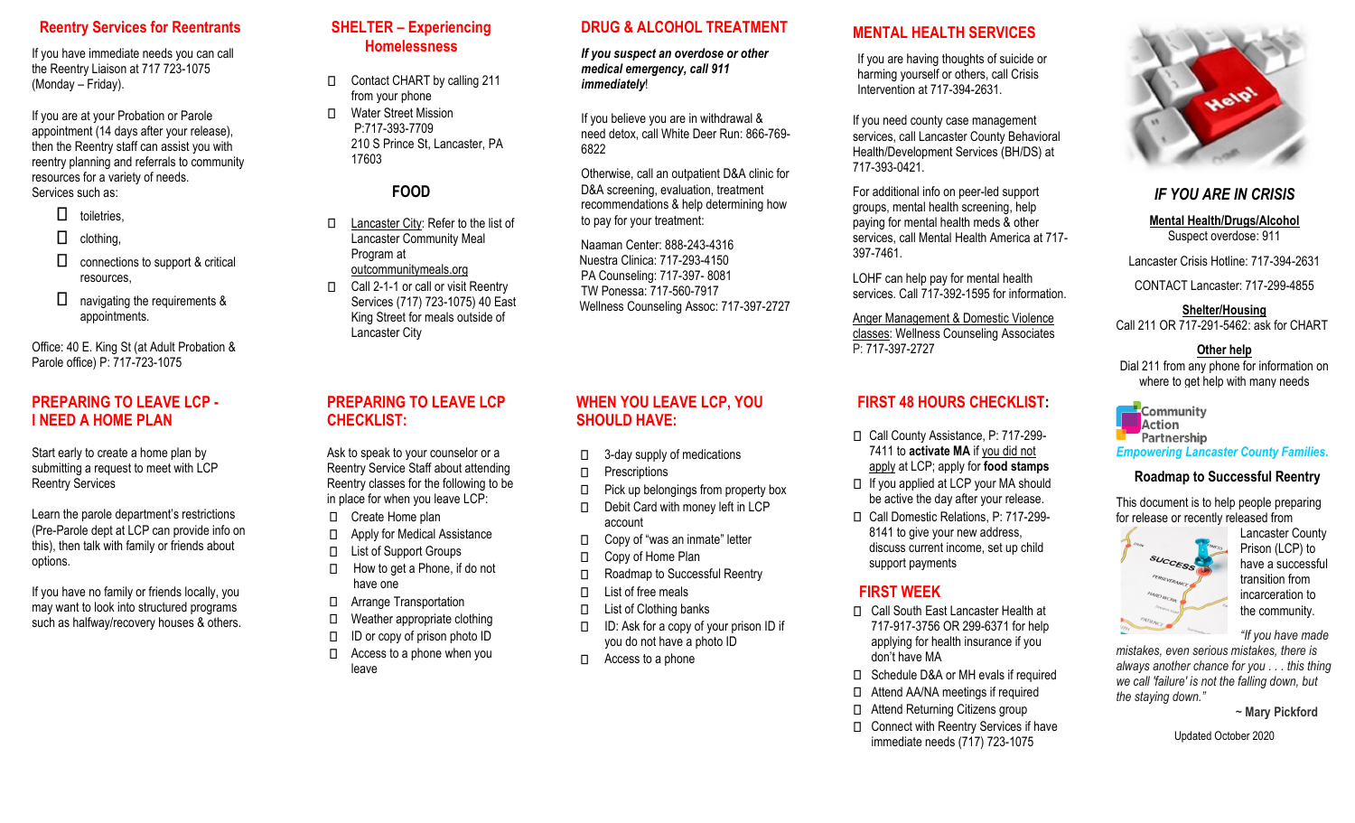## Reentry Services for Reentrants

If you have immediate needs you can call the Reentry Liaison at 717 723-1075 (Monday – Friday).

If you are at your Probation or Parole appointment (14 days after your release), then the Reentry staff can assist you with reentry planning and referrals to community resources for a variety of needs. Services such as:

- toiletries,
- clothing,
- connections to support & critical resources,
- navigating the requirements & appointments.

Office: 40 E. King St (at Adult Probation & Parole office) P: 717-723-1075

## PREPARING TO LEAVE LCP - I NEED A HOME PLAN

Start early to create a home plan by submitting a request to meet with LCP Reentry Services

Learn the parole department's restrictions (Pre-Parole dept at LCP can provide info on this), then talk with family or friends about options.

If you have no family or friends locally, you may want to look into structured programs such as halfway/recovery houses & others.

## SHELTER – Experiencing Homelessness

- Contact CHART by calling 211 from your phone
- Water Street Mission P:717-393-7709 210 S Prince St, Lancaster, PA 17603

### FOOD

- Lancaster City: Refer to the list of Lancaster Community Meal Program at outcommunitymeals.org
- Call 2-1-1 or call or visit Reentry Services (717) 723-1075) 40 East King Street for meals outside of Lancaster City

## PREPARING TO LEAVE LCP CHECKLIST:

Ask to speak to your counselor or a Reentry Service Staff about attending Reentry classes for the following to be in place for when you leave LCP:

- Create Home plan
- Apply for Medical Assistance
- List of Support Groups
- How to get a Phone, if do not have one
- Arrange Transportation
- Weather appropriate clothing
- ID or copy of prison photo ID
- Access to a phone when you leave

## DRUG & ALCOHOL TREATMENT

***If you suspect an overdose or other medical emergency, call 911 immediately!***

If you believe you are in withdrawal & need detox, call White Deer Run: 866-769-6822

Otherwise, call an outpatient D&A clinic for D&A screening, evaluation, treatment recommendations & help determining how to pay for your treatment:

Naaman Center: 888-243-4316
Nuestra Clinica: 717-293-4150
PA Counseling: 717-397- 8081
TW Ponessa: 717-560-7917
Wellness Counseling Assoc: 717-397-2727

## WHEN YOU LEAVE LCP, YOU SHOULD HAVE:

- 3-day supply of medications
- Prescriptions
- Pick up belongings from property box
- Debit Card with money left in LCP account
- Copy of "was an inmate" letter
- Copy of Home Plan
- Roadmap to Successful Reentry
- List of free meals
- List of Clothing banks
- ID: Ask for a copy of your prison ID if you do not have a photo ID
- Access to a phone

## MENTAL HEALTH SERVICES

If you are having thoughts of suicide or harming yourself or others, call Crisis Intervention at 717-394-2631.

If you need county case management services, call Lancaster County Behavioral Health/Development Services (BH/DS) at 717-393-0421.

For additional info on peer-led support groups, mental health screening, help paying for mental health meds & other services, call Mental Health America at 717-397-7461.

LOHF can help pay for mental health services. Call 717-392-1595 for information.

Anger Management & Domestic Violence classes: Wellness Counseling Associates P: 717-397-2727

## FIRST 48 HOURS CHECKLIST:

- Call County Assistance, P: 717-299-7411 to **activate MA** if you did not apply at LCP; apply for **food stamps**
- If you applied at LCP your MA should be active the day after your release.
- Call Domestic Relations, P: 717-299-8141 to give your new address, discuss current income, set up child support payments

## FIRST WEEK

- Call South East Lancaster Health at 717-917-3756 OR 299-6371 for help applying for health insurance if you don't have MA
- Schedule D&A or MH evals if required
- Attend AA/NA meetings if required
- Attend Returning Citizens group
- Connect with Reentry Services if have immediate needs (717) 723-1075

## *IF YOU ARE IN CRISIS*

**Mental Health/Drugs/Alcohol**
Suspect overdose: 911

Lancaster Crisis Hotline: 717-394-2631

CONTACT Lancaster: 717-299-4855

**Shelter/Housing**
Call 211 OR 717-291-5462: ask for CHART

**Other help**
Dial 211 from any phone for information on where to get help with many needs

Community Action Partnership
*Empowering Lancaster County Families.*

### Roadmap to Successful Reentry

This document is to help people preparing for release or recently released from Lancaster County Prison (LCP) to have a successful transition from incarceration to the community.

*"If you have made mistakes, even serious mistakes, there is always another chance for you . . . this thing we call 'failure' is not the falling down, but the staying down."*

**~ Mary Pickford**

Updated October 2020